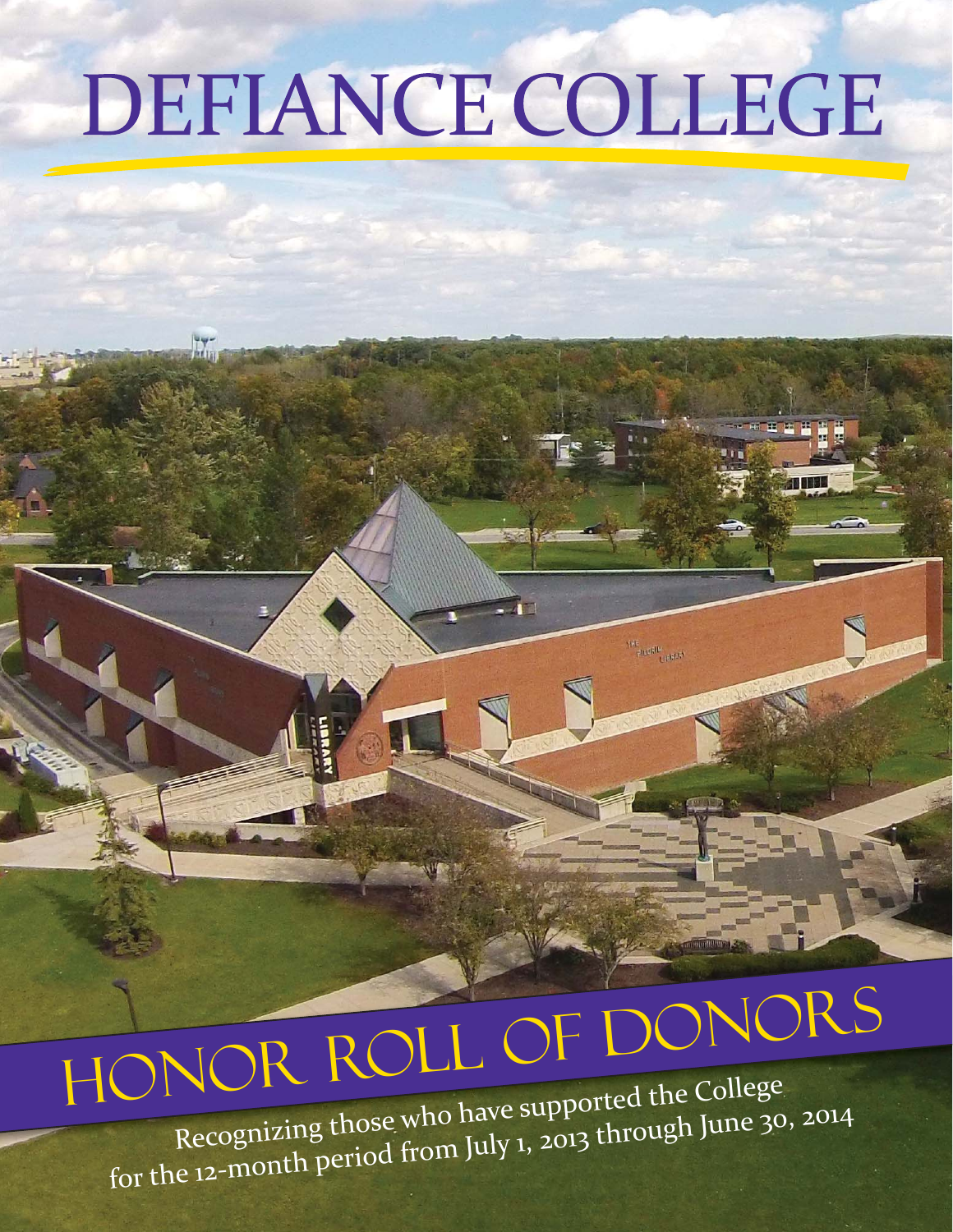# DEFIANCE COLLEGE

# HONOR ROLL OF DONORS

Recognizing those who have supported the College for the 12-month period from July 1, 2013 through June 30, 2014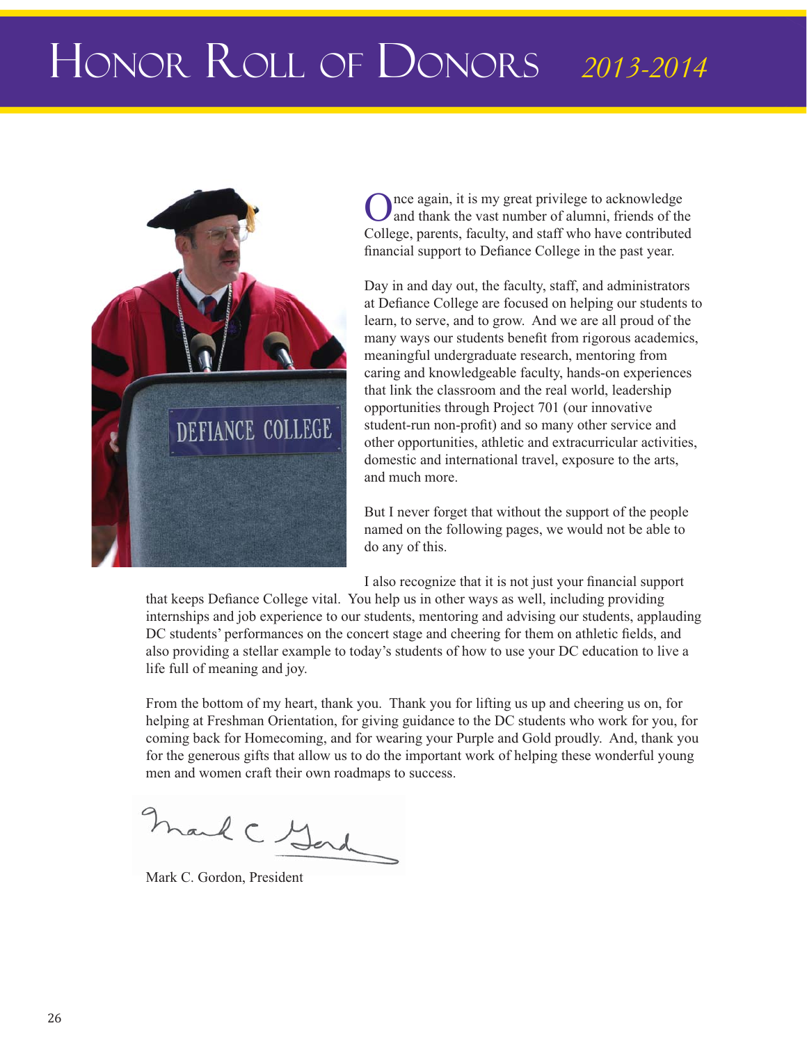# Honor Roll of Donors *2013-2014*

Once again, it is my great privilege to acknowledge and thank the vast number of alumni, friends of the College, parents, faculty, and staff who have contributed financial support to Defiance College in the past year.

Day in and day out, the faculty, staff, and administrators at Defiance College are focused on helping our students to learn, to serve, and to grow. And we are all proud of the many ways our students benefit from rigorous academics, meaningful undergraduate research, mentoring from caring and knowledgeable faculty, hands-on experiences that link the classroom and the real world, leadership opportunities through Project 701 (our innovative student-run non-profit) and so many other service and other opportunities, athletic and extracurricular activities, domestic and international travel, exposure to the arts, and much more.

But I never forget that without the support of the people named on the following pages, we would not be able to do any of this.

I also recognize that it is not just your financial support that keeps Defiance College vital. You help us in other ways as well, including providing internships and job experience to our students, mentoring and advising our students, applauding DC students' performances on the concert stage and cheering for them on athletic fields, and also providing a stellar example to today's students of how to use your DC education to live a life full of meaning and joy.

From the bottom of my heart, thank you. Thank you for lifting us up and cheering us on, for helping at Freshman Orientation, for giving guidance to the DC students who work for you, for coming back for Homecoming, and for wearing your Purple and Gold proudly. And, thank you for the generous gifts that allow us to do the important work of helping these wonderful young men and women craft their own roadmaps to success.

Mark C. Gordon, President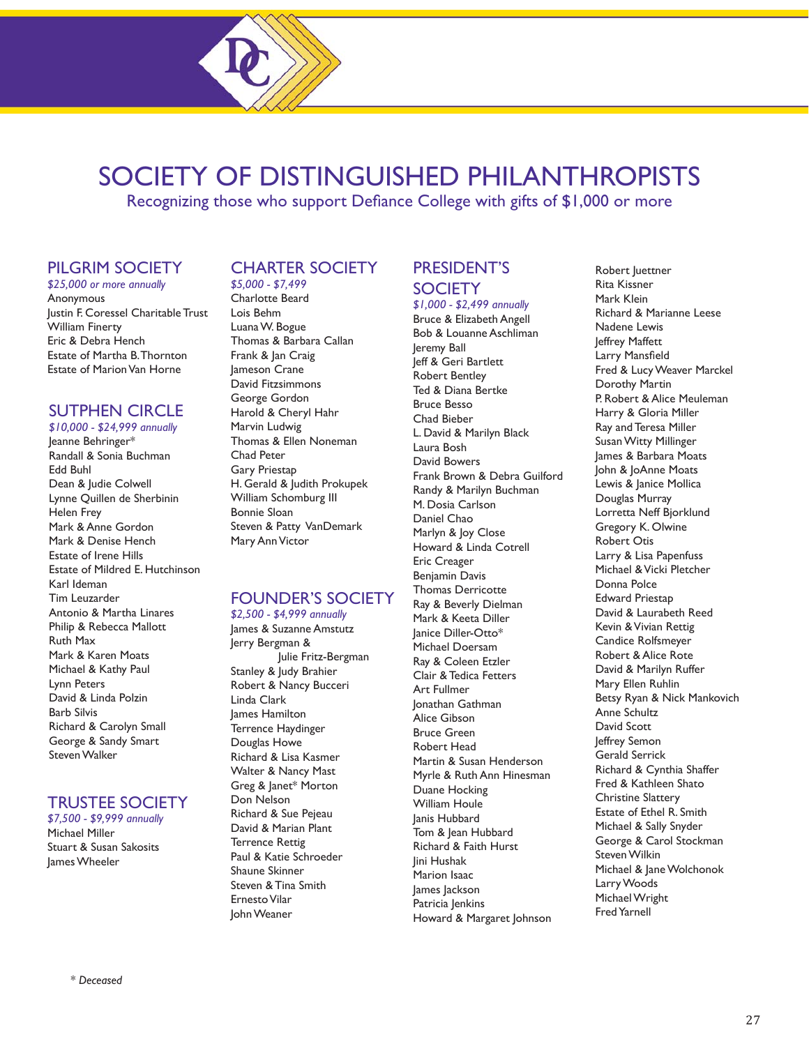# SOCIETY OF DISTINGUISHED PHILANTHROPISTS

Recognizing those who support Defiance College with gifts of $1,000 or more

## PILGRIM SOCIETY

*$25,000 or more annually*

Anonymous
Justin F. Coressel Charitable Trust
William Finerty
Eric & Debra Hench
Estate of Martha B. Thornton
Estate of Marion Van Horne

## SUTPHEN CIRCLE

*$10,000 - $24,999 annually*

Jeanne Behringer*
Randall & Sonia Buchman
Edd Buhl
Dean & Judie Colwell
Lynne Quillen de Sherbinin
Helen Frey
Mark & Anne Gordon
Mark & Denise Hench
Estate of Irene Hills
Estate of Mildred E. Hutchinson
Karl Ideman
Tim Leuzarder
Antonio & Martha Linares
Philip & Rebecca Mallott
Ruth Max
Mark & Karen Moats
Michael & Kathy Paul
Lynn Peters
David & Linda Polzin
Barb Silvis
Richard & Carolyn Small
George & Sandy Smart
Steven Walker

## TRUSTEE SOCIETY

*$7,500 - $9,999 annually*

Michael Miller
Stuart & Susan Sakosits
James Wheeler

## CHARTER SOCIETY

*$5,000 - $7,499*

Charlotte Beard
Lois Behm
Luana W. Bogue
Thomas & Barbara Callan
Frank & Jan Craig
Jameson Crane
David Fitzsimmons
George Gordon
Harold & Cheryl Hahr
Marvin Ludwig
Thomas & Ellen Noneman
Chad Peter
Gary Priestap
H. Gerald & Judith Prokupek
William Schomburg III
Bonnie Sloan
Steven & Patty VanDemark
Mary Ann Victor

## FOUNDER'S SOCIETY

*$2,500 - $4,999 annually*

James & Suzanne Amstutz
Jerry Bergman & Julie Fritz-Bergman
Stanley & Judy Brahier
Robert & Nancy Bucceri
Linda Clark
James Hamilton
Terrence Haydinger
Douglas Howe
Richard & Lisa Kasmer
Walter & Nancy Mast
Greg & Janet* Morton
Don Nelson
Richard & Sue Pejeau
David & Marian Plant
Terrence Rettig
Paul & Katie Schroeder
Shaune Skinner
Steven & Tina Smith
Ernesto Vilar
John Weaner

## PRESIDENT'S SOCIETY

*$1,000 - $2,499 annually*

Bruce & Elizabeth Angell
Bob & Louanne Aschliman
Jeremy Ball
Jeff & Geri Bartlett
Robert Bentley
Ted & Diana Bertke
Bruce Besso
Chad Bieber
L. David & Marilyn Black
Laura Bosh
David Bowers
Frank Brown & Debra Guilford
Randy & Marilyn Buchman
M. Dosia Carlson
Daniel Chao
Marlyn & Joy Close
Howard & Linda Cotrell
Eric Creager
Benjamin Davis
Thomas Derricotte
Ray & Beverly Dielman
Mark & Keeta Diller
Janice Diller-Otto*
Michael Doersam
Ray & Coleen Etzler
Clair & Tedica Fetters
Art Fullmer
Jonathan Gathman
Alice Gibson
Bruce Green
Robert Head
Martin & Susan Henderson
Myrle & Ruth Ann Hinesman
Duane Hocking
William Houle
Janis Hubbard
Tom & Jean Hubbard
Richard & Faith Hurst
Jini Hushak
Marion Isaac
James Jackson
Patricia Jenkins
Howard & Margaret Johnson
Robert Juettner
Rita Kissner
Mark Klein
Richard & Marianne Leese
Nadene Lewis
Jeffrey Maffett
Larry Mansfield
Fred & Lucy Weaver Marckel
Dorothy Martin
P. Robert & Alice Meuleman
Harry & Gloria Miller
Ray and Teresa Miller
Susan Witty Millinger
James & Barbara Moats
John & JoAnne Moats
Lewis & Janice Mollica
Douglas Murray
Lorretta Neff Bjorklund
Gregory K. Olwine
Robert Otis
Larry & Lisa Papenfuss
Michael & Vicki Pletcher
Donna Polce
Edward Priestap
David & Laurabeth Reed
Kevin & Vivian Rettig
Candice Rolfsmeyer
Robert & Alice Rote
David & Marilyn Ruffer
Mary Ellen Ruhlin
Betsy Ryan & Nick Mankovich
Anne Schultz
David Scott
Jeffrey Semon
Gerald Serrick
Richard & Cynthia Shaffer
Fred & Kathleen Shato
Christine Slattery
Estate of Ethel R. Smith
Michael & Sally Snyder
George & Carol Stockman
Steven Wilkin
Michael & Jane Wolchonok
Larry Woods
Michael Wright
Fred Yarnell

*\* Deceased*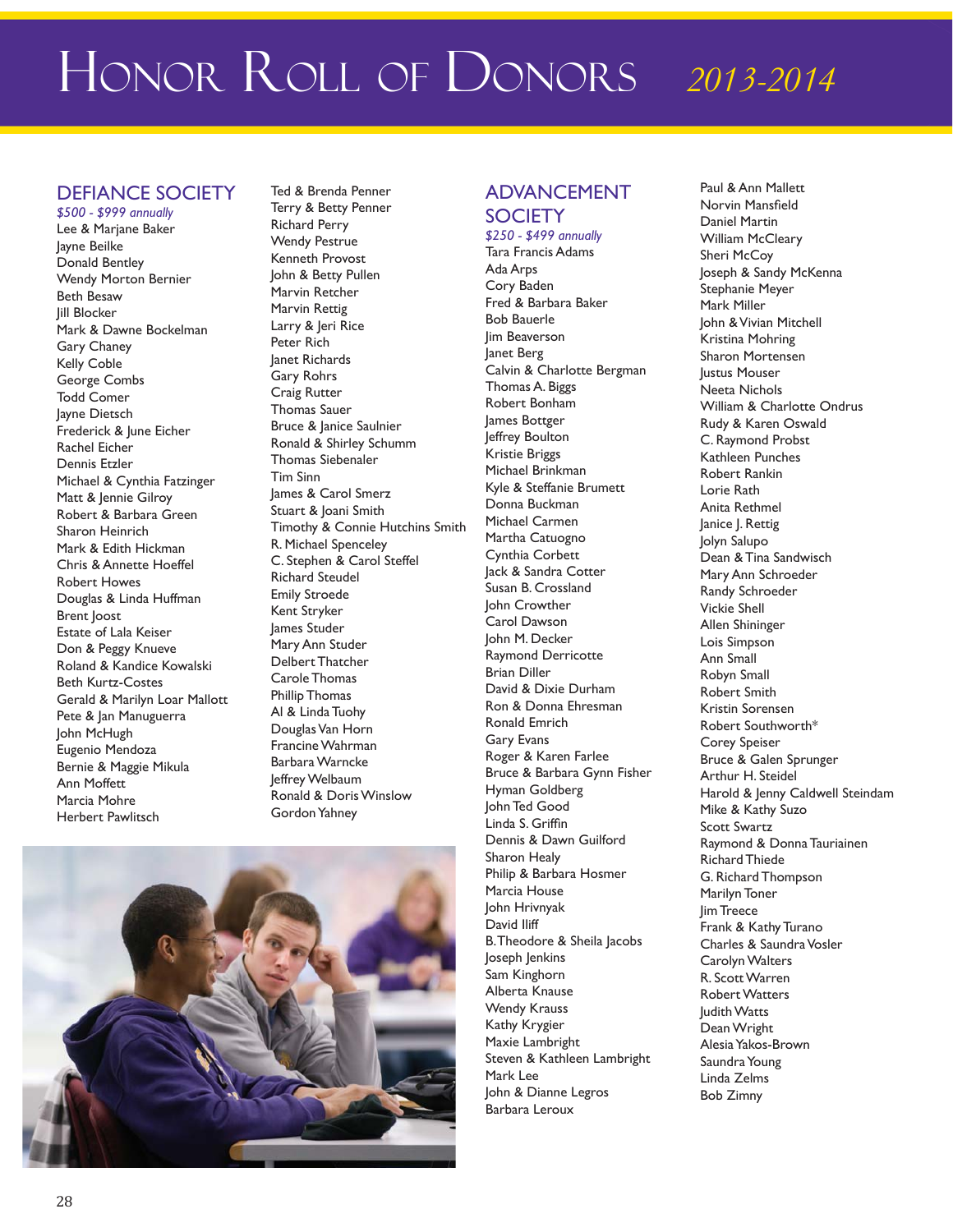# Honor Roll of Donors *2013-2014*

## DEFIANCE SOCIETY

*$500 - $999 annually*

Lee & Marjane Baker
Jayne Beilke
Donald Bentley
Wendy Morton Bernier
Beth Besaw
Jill Blocker
Mark & Dawne Bockelman
Gary Chaney
Kelly Coble
George Combs
Todd Comer
Jayne Dietsch
Frederick & June Eicher
Rachel Eicher
Dennis Etzler
Michael & Cynthia Fatzinger
Matt & Jennie Gilroy
Robert & Barbara Green
Sharon Heinrich
Mark & Edith Hickman
Chris & Annette Hoeffel
Robert Howes
Douglas & Linda Huffman
Brent Joost
Estate of Lala Keiser
Don & Peggy Knueve
Roland & Kandice Kowalski
Beth Kurtz-Costes
Gerald & Marilyn Loar Mallott
Pete & Jan Manuguerra
John McHugh
Eugenio Mendoza
Bernie & Maggie Mikula
Ann Moffett
Marcia Mohre
Herbert Pawlitsch
Ted & Brenda Penner
Terry & Betty Penner
Richard Perry
Wendy Pestrue
Kenneth Provost
John & Betty Pullen
Marvin Retcher
Marvin Rettig
Larry & Jeri Rice
Peter Rich
Janet Richards
Gary Rohrs
Craig Rutter
Thomas Sauer
Bruce & Janice Saulnier
Ronald & Shirley Schumm
Thomas Siebenaler
Tim Sinn
James & Carol Smerz
Stuart & Joani Smith
Timothy & Connie Hutchins Smith
R. Michael Spenceley
C. Stephen & Carol Steffel
Richard Steudel
Emily Stroede
Kent Stryker
James Studer
Mary Ann Studer
Delbert Thatcher
Carole Thomas
Phillip Thomas
Al & Linda Tuohy
Douglas Van Horn
Francine Wahrman
Barbara Warncke
Jeffrey Welbaum
Ronald & Doris Winslow
Gordon Yahney

## ADVANCEMENT SOCIETY

*$250 - $499 annually*

Tara Francis Adams
Ada Arps
Cory Baden
Fred & Barbara Baker
Bob Bauerle
Jim Beaverson
Janet Berg
Calvin & Charlotte Bergman
Thomas A. Biggs
Robert Bonham
James Bottger
Jeffrey Boulton
Kristie Briggs
Michael Brinkman
Kyle & Steffanie Brumett
Donna Buckman
Michael Carmen
Martha Catuogno
Cynthia Corbett
Jack & Sandra Cotter
Susan B. Crossland
John Crowther
Carol Dawson
John M. Decker
Raymond Derricotte
Brian Diller
David & Dixie Durham
Ron & Donna Ehresman
Ronald Emrich
Gary Evans
Roger & Karen Farlee
Bruce & Barbara Gynn Fisher
Hyman Goldberg
John Ted Good
Linda S. Griffin
Dennis & Dawn Guilford
Sharon Healy
Philip & Barbara Hosmer
Marcia House
John Hrivnyak
David Iliff
B. Theodore & Sheila Jacobs
Joseph Jenkins
Sam Kinghorn
Alberta Knause
Wendy Krauss
Kathy Krygier
Maxie Lambright
Steven & Kathleen Lambright
Mark Lee
John & Dianne Legros
Barbara Leroux
Paul & Ann Mallett
Norvin Mansfield
Daniel Martin
William McCleary
Sheri McCoy
Joseph & Sandy McKenna
Stephanie Meyer
Mark Miller
John & Vivian Mitchell
Kristina Mohring
Sharon Mortensen
Justus Mouser
Neeta Nichols
William & Charlotte Ondrus
Rudy & Karen Oswald
C. Raymond Probst
Kathleen Punches
Robert Rankin
Lorie Rath
Anita Rethmel
Janice J. Rettig
Jolyn Salupo
Dean & Tina Sandwisch
Mary Ann Schroeder
Randy Schroeder
Vickie Shell
Allen Shininger
Lois Simpson
Ann Small
Robyn Small
Robert Smith
Kristin Sorensen
Robert Southworth*
Corey Speiser
Bruce & Galen Sprunger
Arthur H. Steidel
Harold & Jenny Caldwell Steindam
Mike & Kathy Suzo
Scott Swartz
Raymond & Donna Tauriainen
Richard Thiede
G. Richard Thompson
Marilyn Toner
Jim Treece
Frank & Kathy Turano
Charles & Saundra Vosler
Carolyn Walters
R. Scott Warren
Robert Watters
Judith Watts
Dean Wright
Alesia Yakos-Brown
Saundra Young
Linda Zelms
Bob Zimny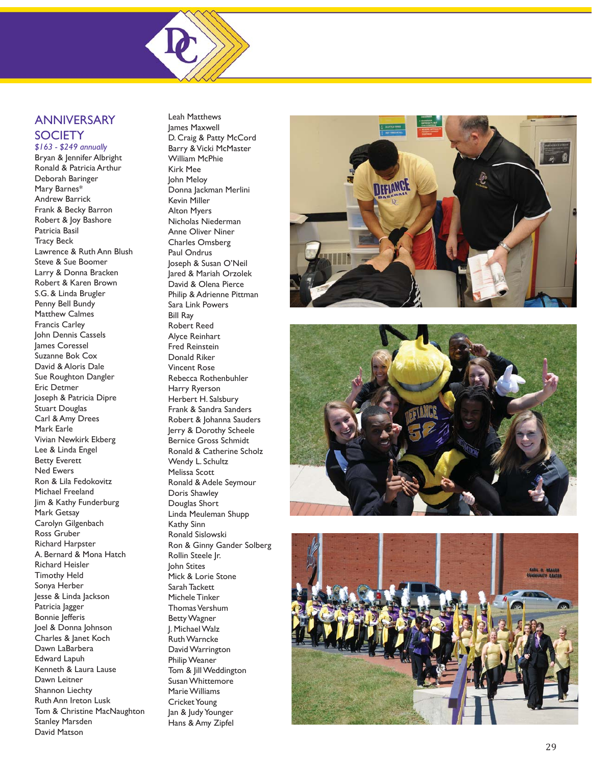## ANNIVERSARY SOCIETY

*$163 - $249 annually*

Bryan & Jennifer Albright
Ronald & Patricia Arthur
Deborah Baringer
Mary Barnes*
Andrew Barrick
Frank & Becky Barron
Robert & Joy Bashore
Patricia Basil
Tracy Beck
Lawrence & Ruth Ann Blush
Steve & Sue Boomer
Larry & Donna Bracken
Robert & Karen Brown
S.G. & Linda Brugler
Penny Bell Bundy
Matthew Calmes
Francis Carley
John Dennis Cassels
James Coressel
Suzanne Bok Cox
David & Aloris Dale
Sue Roughton Dangler
Eric Detmer
Joseph & Patricia Dipre
Stuart Douglas
Carl & Amy Drees
Mark Earle
Vivian Newkirk Ekberg
Lee & Linda Engel
Betty Everett
Ned Ewers
Ron & Lila Fedokovitz
Michael Freeland
Jim & Kathy Funderburg
Mark Getsay
Carolyn Gilgenbach
Ross Gruber
Richard Harpster
A. Bernard & Mona Hatch
Richard Heisler
Timothy Held
Sonya Herber
Jesse & Linda Jackson
Patricia Jagger
Bonnie Jefferis
Joel & Donna Johnson
Charles & Janet Koch
Dawn LaBarbera
Edward Lapuh
Kenneth & Laura Lause
Dawn Leitner
Shannon Liechty
Ruth Ann Ireton Lusk
Tom & Christine MacNaughton
Stanley Marsden
David Matson
Leah Matthews
James Maxwell
D. Craig & Patty McCord
Barry & Vicki McMaster
William McPhie
Kirk Mee
John Meloy
Donna Jackman Merlini
Kevin Miller
Alton Myers
Nicholas Niederman
Anne Oliver Niner
Charles Omsberg
Paul Ondrus
Joseph & Susan O'Neil
Jared & Mariah Orzolek
David & Olena Pierce
Philip & Adrienne Pittman
Sara Link Powers
Bill Ray
Robert Reed
Alyce Reinhart
Fred Reinstein
Donald Riker
Vincent Rose
Rebecca Rothenbuhler
Harry Ryerson
Herbert H. Salsbury
Frank & Sandra Sanders
Robert & Johanna Sauders
Jerry & Dorothy Scheele
Bernice Gross Schmidt
Ronald & Catherine Scholz
Wendy L. Schultz
Melissa Scott
Ronald & Adele Seymour
Doris Shawley
Douglas Short
Linda Meuleman Shupp
Kathy Sinn
Ronald Sislowski
Ron & Ginny Gander Solberg
Rollin Steele Jr.
John Stites
Mick & Lorie Stone
Sarah Tackett
Michele Tinker
Thomas Vershum
Betty Wagner
J. Michael Walz
Ruth Warncke
David Warrington
Philip Weaner
Tom & Jill Weddington
Susan Whittemore
Marie Williams
Cricket Young
Jan & Judy Younger
Hans & Amy Zipfel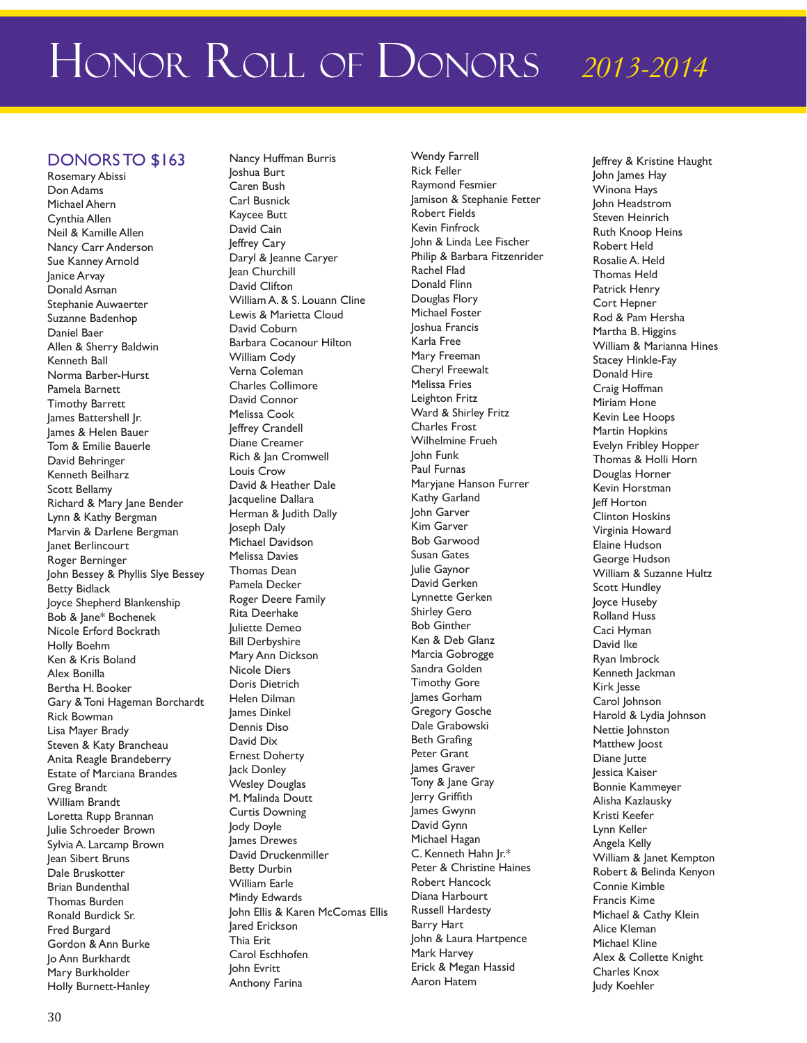# Honor Roll of Donors *2013-2014*

## DONORS TO $163

Rosemary Abissi
Don Adams
Michael Ahern
Cynthia Allen
Neil & Kamille Allen
Nancy Carr Anderson
Sue Kanney Arnold
Janice Arvay
Donald Asman
Stephanie Auwaerter
Suzanne Badenhop
Daniel Baer
Allen & Sherry Baldwin
Kenneth Ball
Norma Barber-Hurst
Pamela Barnett
Timothy Barrett
James Battershell Jr.
James & Helen Bauer
Tom & Emilie Bauerle
David Behringer
Kenneth Beilharz
Scott Bellamy
Richard & Mary Jane Bender
Lynn & Kathy Bergman
Marvin & Darlene Bergman
Janet Berlincourt
Roger Berninger
John Bessey & Phyllis Slye Bessey
Betty Bidlack
Joyce Shepherd Blankenship
Bob & Jane* Bochenek
Nicole Erford Bockrath
Holly Boehm
Ken & Kris Boland
Alex Bonilla
Bertha H. Booker
Gary & Toni Hageman Borchardt
Rick Bowman
Lisa Mayer Brady
Steven & Katy Brancheau
Anita Reagle Brandeberry
Estate of Marciana Brandes
Greg Brandt
William Brandt
Loretta Rupp Brannan
Julie Schroeder Brown
Sylvia A. Larcamp Brown
Jean Sibert Bruns
Dale Bruskotter
Brian Bundenthal
Thomas Burden
Ronald Burdick Sr.
Fred Burgard
Gordon & Ann Burke
Jo Ann Burkhardt
Mary Burkholder
Holly Burnett-Hanley
Nancy Huffman Burris
Joshua Burt
Caren Bush
Carl Busnick
Kaycee Butt
David Cain
Jeffrey Cary
Daryl & Jeanne Caryer
Jean Churchill
David Clifton
William A. & S. Louann Cline
Lewis & Marietta Cloud
David Coburn
Barbara Cocanour Hilton
William Cody
Verna Coleman
Charles Collimore
David Connor
Melissa Cook
Jeffrey Crandell
Diane Creamer
Rich & Jan Cromwell
Louis Crow
David & Heather Dale
Jacqueline Dallara
Herman & Judith Dally
Joseph Daly
Michael Davidson
Melissa Davies
Thomas Dean
Pamela Decker
Roger Deere Family
Rita Deerhake
Juliette Demeo
Bill Derbyshire
Mary Ann Dickson
Nicole Diers
Doris Dietrich
Helen Dilman
James Dinkel
Dennis Diso
David Dix
Ernest Doherty
Jack Donley
Wesley Douglas
M. Malinda Doutt
Curtis Downing
Jody Doyle
James Drewes
David Druckenmiller
Betty Durbin
William Earle
Mindy Edwards
John Ellis & Karen McComas Ellis
Jared Erickson
Thia Erit
Carol Eschhofen
John Evritt
Anthony Farina
Wendy Farrell
Rick Feller
Raymond Fesmier
Jamison & Stephanie Fetter
Robert Fields
Kevin Finfrock
John & Linda Lee Fischer
Philip & Barbara Fitzenrider
Rachel Flad
Donald Flinn
Douglas Flory
Michael Foster
Joshua Francis
Karla Free
Mary Freeman
Cheryl Freewalt
Melissa Fries
Leighton Fritz
Ward & Shirley Fritz
Charles Frost
Wilhelmine Frueh
John Funk
Paul Furnas
Maryjane Hanson Furrer
Kathy Garland
John Garver
Kim Garver
Bob Garwood
Susan Gates
Julie Gaynor
David Gerken
Lynnette Gerken
Shirley Gero
Bob Ginther
Ken & Deb Glanz
Marcia Gobrogge
Sandra Golden
Timothy Gore
James Gorham
Gregory Gosche
Dale Grabowski
Beth Grafing
Peter Grant
James Graver
Tony & Jane Gray
Jerry Griffith
James Gwynn
David Gynn
Michael Hagan
C. Kenneth Hahn Jr.*
Peter & Christine Haines
Robert Hancock
Diana Harbourt
Russell Hardesty
Barry Hart
John & Laura Hartpence
Mark Harvey
Erick & Megan Hassid
Aaron Hatem
Jeffrey & Kristine Haught
John James Hay
Winona Hays
John Headstrom
Steven Heinrich
Ruth Knoop Heins
Robert Held
Rosalie A. Held
Thomas Held
Patrick Henry
Cort Hepner
Rod & Pam Hersha
Martha B. Higgins
William & Marianna Hines
Stacey Hinkle-Fay
Donald Hire
Craig Hoffman
Miriam Hone
Kevin Lee Hoops
Martin Hopkins
Evelyn Fribley Hopper
Thomas & Holli Horn
Douglas Horner
Kevin Horstman
Jeff Horton
Clinton Hoskins
Virginia Howard
Elaine Hudson
George Hudson
William & Suzanne Hultz
Scott Hundley
Joyce Huseby
Rolland Huss
Caci Hyman
David Ike
Ryan Imbrock
Kenneth Jackman
Kirk Jesse
Carol Johnson
Harold & Lydia Johnson
Nettie Johnston
Matthew Joost
Diane Jutte
Jessica Kaiser
Bonnie Kammeyer
Alisha Kazlausky
Kristi Keefer
Lynn Keller
Angela Kelly
William & Janet Kempton
Robert & Belinda Kenyon
Connie Kimble
Francis Kime
Michael & Cathy Klein
Alice Kleman
Michael Kline
Alex & Collette Knight
Charles Knox
Judy Koehler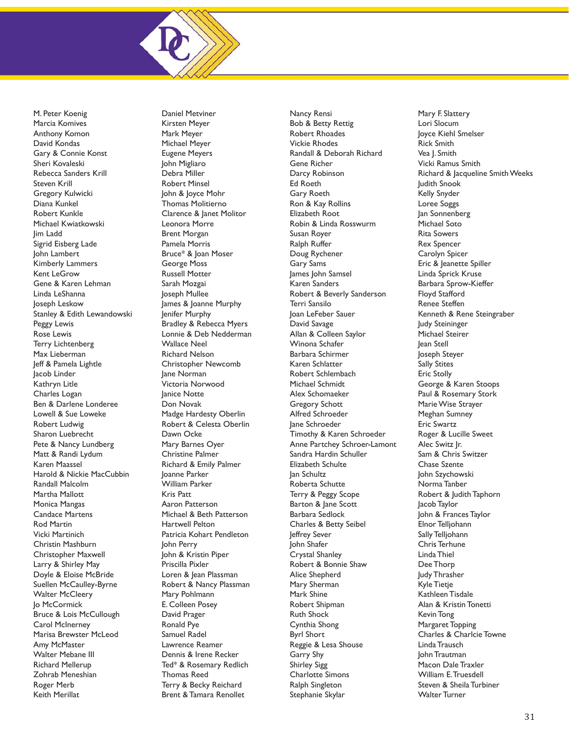M. Peter Koenig
Marcia Komives
Anthony Komon
David Kondas
Gary & Connie Konst
Sheri Kovaleski
Rebecca Sanders Krill
Steven Krill
Gregory Kulwicki
Diana Kunkel
Robert Kunkle
Michael Kwiatkowski
Jim Ladd
Sigrid Eisberg Lade
John Lambert
Kimberly Lammers
Kent LeGrow
Gene & Karen Lehman
Linda LeShanna
Joseph Leskow
Stanley & Edith Lewandowski
Peggy Lewis
Rose Lewis
Terry Lichtenberg
Max Lieberman
Jeff & Pamela Lightle
Jacob Linder
Kathryn Litle
Charles Logan
Ben & Darlene Londeree
Lowell & Sue Loweke
Robert Ludwig
Sharon Luebrecht
Pete & Nancy Lundberg
Matt & Randi Lydum
Karen Maassel
Harold & Nickie MacCubbin
Randall Malcolm
Martha Mallott
Monica Mangas
Candace Martens
Rod Martin
Vicki Martinich
Christin Mashburn
Christopher Maxwell
Larry & Shirley May
Doyle & Eloise McBride
Suellen McCaulley-Byrne
Walter McCleery
Jo McCormick
Bruce & Lois McCullough
Carol McInerney
Marisa Brewster McLeod
Amy McMaster
Walter Mebane III
Richard Mellerup
Zohrab Meneshian
Roger Merb
Keith Merillat
Daniel Metviner
Kirsten Meyer
Mark Meyer
Michael Meyer
Eugene Meyers
John Migliaro
Debra Miller
Robert Minsel
John & Joyce Mohr
Thomas Molitierno
Clarence & Janet Molitor
Leonora Morre
Brent Morgan
Pamela Morris
Bruce* & Joan Moser
George Moss
Russell Motter
Sarah Mozgai
Joseph Mullee
James & Joanne Murphy
Jenifer Murphy
Bradley & Rebecca Myers
Lonnie & Deb Nedderman
Wallace Neel
Richard Nelson
Christopher Newcomb
Jane Norman
Victoria Norwood
Janice Notte
Don Novak
Madge Hardesty Oberlin
Robert & Celesta Oberlin
Dawn Ocke
Mary Barnes Oyer
Christine Palmer
Richard & Emily Palmer
Joanne Parker
William Parker
Kris Patt
Aaron Patterson
Michael & Beth Patterson
Hartwell Pelton
Patricia Kohart Pendleton
John Perry
John & Kristin Piper
Priscilla Pixler
Loren & Jean Plassman
Robert & Nancy Plassman
Mary Pohlmann
E. Colleen Posey
David Prager
Ronald Pye
Samuel Radel
Lawrence Reamer
Dennis & Irene Recker
Ted* & Rosemary Redlich
Thomas Reed
Terry & Becky Reichard
Brent & Tamara Renollet
Nancy Rensi
Bob & Betty Rettig
Robert Rhoades
Vickie Rhodes
Randall & Deborah Richard
Gene Richer
Darcy Robinson
Ed Roeth
Gary Roeth
Ron & Kay Rollins
Elizabeth Root
Robin & Linda Rosswurm
Susan Royer
Ralph Ruffer
Doug Rychener
Gary Sams
James John Samsel
Karen Sanders
Robert & Beverly Sanderson
Terri Sansilo
Joan LeFeber Sauer
David Savage
Allan & Colleen Saylor
Winona Schafer
Barbara Schirmer
Karen Schlatter
Robert Schlembach
Michael Schmidt
Alex Schomaeker
Gregory Schott
Alfred Schroeder
Jane Schroeder
Timothy & Karen Schroeder
Anne Partchey Schroer-Lamont
Sandra Hardin Schuller
Elizabeth Schulte
Jan Schultz
Roberta Schutte
Terry & Peggy Scope
Barton & Jane Scott
Barbara Sedlock
Charles & Betty Seibel
Jeffrey Sever
John Shafer
Crystal Shanley
Robert & Bonnie Shaw
Alice Shepherd
Mary Sherman
Mark Shine
Robert Shipman
Ruth Shock
Cynthia Shong
Byrl Short
Reggie & Lesa Shouse
Garry Shy
Shirley Sigg
Charlotte Simons
Ralph Singleton
Stephanie Skylar
Mary F. Slattery
Lori Slocum
Joyce Kiehl Smelser
Rick Smith
Vea J. Smith
Vicki Ramus Smith
Richard & Jacqueline Smith Weeks
Judith Snook
Kelly Snyder
Loree Soggs
Jan Sonnenberg
Michael Soto
Rita Sowers
Rex Spencer
Carolyn Spicer
Eric & Jeanette Spiller
Linda Sprick Kruse
Barbara Sprow-Kieffer
Floyd Stafford
Renee Steffen
Kenneth & Rene Steingraber
Judy Steininger
Michael Steirer
Jean Stell
Joseph Steyer
Sally Stites
Eric Stolly
George & Karen Stoops
Paul & Rosemary Stork
Marie Wise Strayer
Meghan Sumney
Eric Swartz
Roger & Lucille Sweet
Alec Switz Jr.
Sam & Chris Switzer
Chase Szente
John Szychowski
Norma Tanber
Robert & Judith Taphorn
Jacob Taylor
John & Frances Taylor
Elnor Telljohann
Sally Telljohann
Chris Terhune
Linda Thiel
Dee Thorp
Judy Thrasher
Kyle Tietje
Kathleen Tisdale
Alan & Kristin Tonetti
Kevin Tong
Margaret Topping
Charles & Charlcie Towne
Linda Trausch
John Trautman
Macon Dale Traxler
William E. Truesdell
Steven & Sheila Turbiner
Walter Turner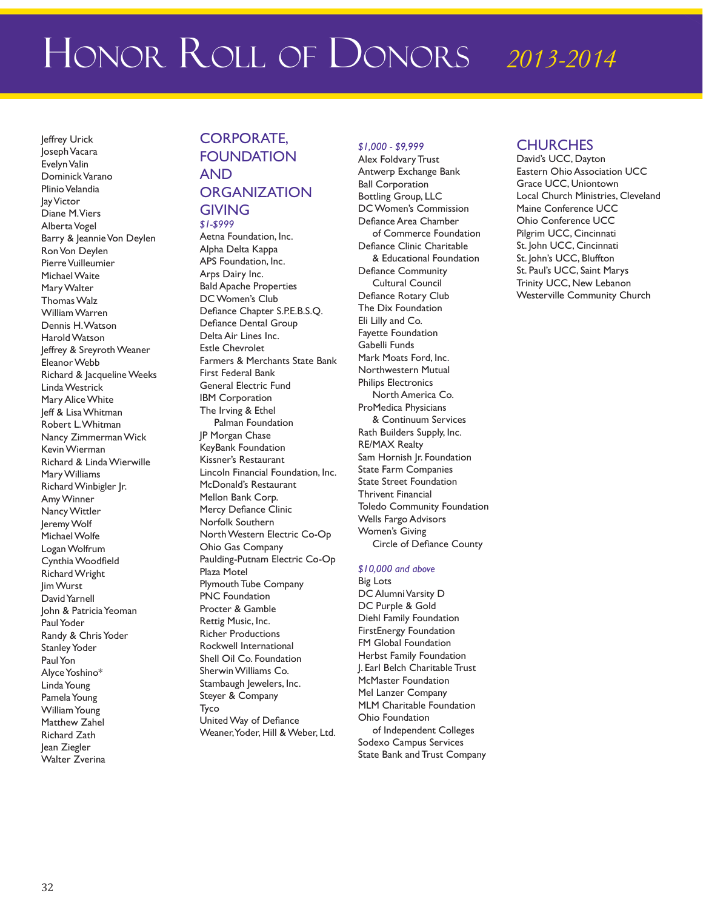# Honor Roll of Donors *2013-2014*

Jeffrey Urick
Joseph Vacara
Evelyn Valin
Dominick Varano
Plinio Velandia
Jay Victor
Diane M. Viers
Alberta Vogel
Barry & Jeannie Von Deylen
Ron Von Deylen
Pierre Vuilleumier
Michael Waite
Mary Walter
Thomas Walz
William Warren
Dennis H. Watson
Harold Watson
Jeffrey & Sreyroth Weaner
Eleanor Webb
Richard & Jacqueline Weeks
Linda Westrick
Mary Alice White
Jeff & Lisa Whitman
Robert L. Whitman
Nancy Zimmerman Wick
Kevin Wierman
Richard & Linda Wierwille
Mary Williams
Richard Winbigler Jr.
Amy Winner
Nancy Wittler
Jeremy Wolf
Michael Wolfe
Logan Wolfrum
Cynthia Woodfield
Richard Wright
Jim Wurst
David Yarnell
John & Patricia Yeoman
Paul Yoder
Randy & Chris Yoder
Stanley Yoder
Paul Yon
Alyce Yoshino*
Linda Young
Pamela Young
William Young
Matthew Zahel
Richard Zath
Jean Ziegler
Walter Zverina

## CORPORATE, FOUNDATION AND ORGANIZATION GIVING

*$1-$999*

Aetna Foundation, Inc.
Alpha Delta Kappa
APS Foundation, Inc.
Arps Dairy Inc.
Bald Apache Properties
DC Women's Club
Defiance Chapter S.P.E.B.S.Q.
Defiance Dental Group
Delta Air Lines Inc.
Estle Chevrolet
Farmers & Merchants State Bank
First Federal Bank
General Electric Fund
IBM Corporation
The Irving & Ethel Palman Foundation
JP Morgan Chase
KeyBank Foundation
Kissner's Restaurant
Lincoln Financial Foundation, Inc.
McDonald's Restaurant
Mellon Bank Corp.
Mercy Defiance Clinic
Norfolk Southern
North Western Electric Co-Op
Ohio Gas Company
Paulding-Putnam Electric Co-Op
Plaza Motel
Plymouth Tube Company
PNC Foundation
Procter & Gamble
Rettig Music, Inc.
Richer Productions
Rockwell International
Shell Oil Co. Foundation
Sherwin Williams Co.
Stambaugh Jewelers, Inc.
Steyer & Company
Tyco
United Way of Defiance
Weaner, Yoder, Hill & Weber, Ltd.

*$1,000 - $9,999*

Alex Foldvary Trust
Antwerp Exchange Bank
Ball Corporation
Bottling Group, LLC
DC Women's Commission
Defiance Area Chamber of Commerce Foundation
Defiance Clinic Charitable & Educational Foundation
Defiance Community Cultural Council
Defiance Rotary Club
The Dix Foundation
Eli Lilly and Co.
Fayette Foundation
Gabelli Funds
Mark Moats Ford, Inc.
Northwestern Mutual
Philips Electronics North America Co.
ProMedica Physicians & Continuum Services
Rath Builders Supply, Inc.
RE/MAX Realty
Sam Hornish Jr. Foundation
State Farm Companies
State Street Foundation
Thrivent Financial
Toledo Community Foundation
Wells Fargo Advisors
Women's Giving Circle of Defiance County

*$10,000 and above*

Big Lots
DC Alumni Varsity D
DC Purple & Gold
Diehl Family Foundation
FirstEnergy Foundation
FM Global Foundation
Herbst Family Foundation
J. Earl Belch Charitable Trust
McMaster Foundation
Mel Lanzer Company
MLM Charitable Foundation
Ohio Foundation of Independent Colleges
Sodexo Campus Services
State Bank and Trust Company

## CHURCHES

David's UCC, Dayton
Eastern Ohio Association UCC
Grace UCC, Uniontown
Local Church Ministries, Cleveland
Maine Conference UCC
Ohio Conference UCC
Pilgrim UCC, Cincinnati
St. John UCC, Cincinnati
St. John's UCC, Bluffton
St. Paul's UCC, Saint Marys
Trinity UCC, New Lebanon
Westerville Community Church